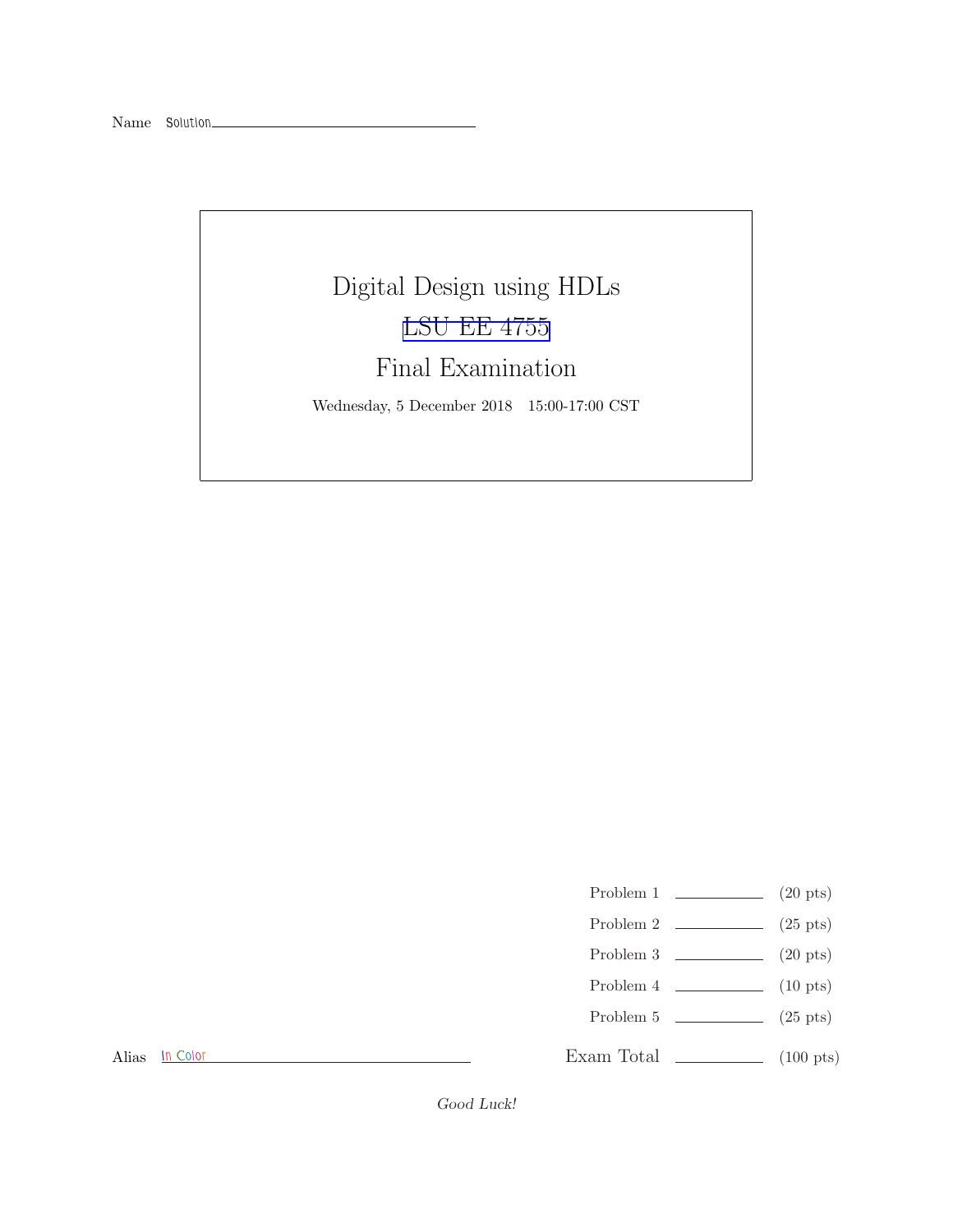Name Solution

# Digital Design using HDLs

## LSU EE 4755

## Final Examination

Wednesday, 5 December 2018 15:00-17:00 CST

| | | |
|---|---|---|
| Problem 1 | ______ | (20 pts) |
| Problem 2 | ______ | (25 pts) |
| Problem 3 | ______ | (20 pts) |
| Problem 4 | ______ | (10 pts) |
| Problem 5 | ______ | (25 pts) |
| Exam Total | ______ | (100 pts) |

Alias In Color

*Good Luck!*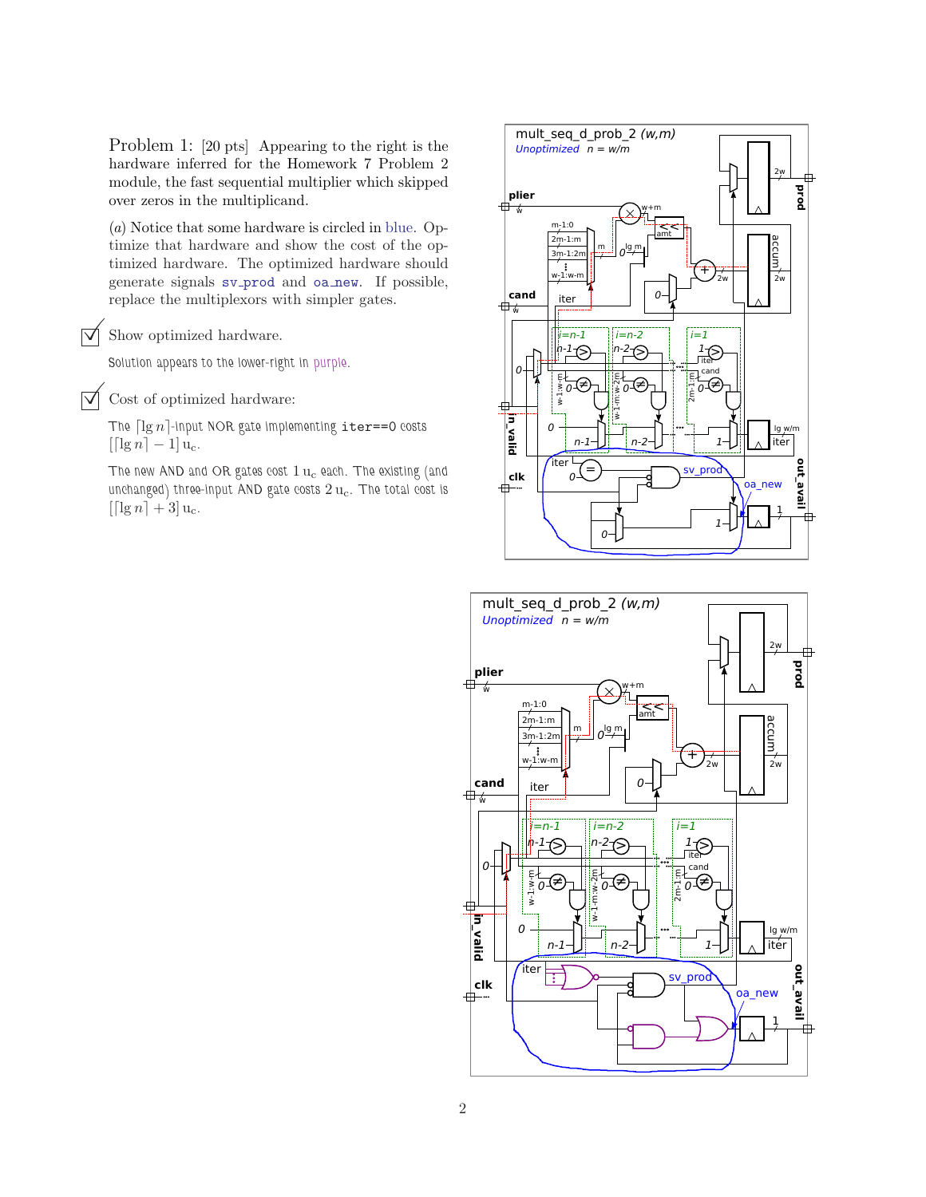Problem 1: [20 pts] Appearing to the right is the hardware inferred for the Homework 7 Problem 2 module, the fast sequential multiplier which skipped over zeros in the multiplicand.

(*a*) Notice that some hardware is circled in blue. Optimize that hardware and show the cost of the optimized hardware. The optimized hardware should generate signals `sv_prod` and `oa_new`. If possible, replace the multiplexors with simpler gates.

☑ Show optimized hardware.

Solution appears to the lower-right in purple.

☑ Cost of optimized hardware:

The $\lceil \lg n \rceil$-input NOR gate implementing `iter==0` costs $[\lceil \lg n \rceil - 1]\, u_c$.

The new AND and OR gates cost $1\, u_c$ each. The existing (and unchanged) three-input AND gate costs $2\, u_c$. The total cost is $[\lceil \lg n \rceil + 3]\, u_c$.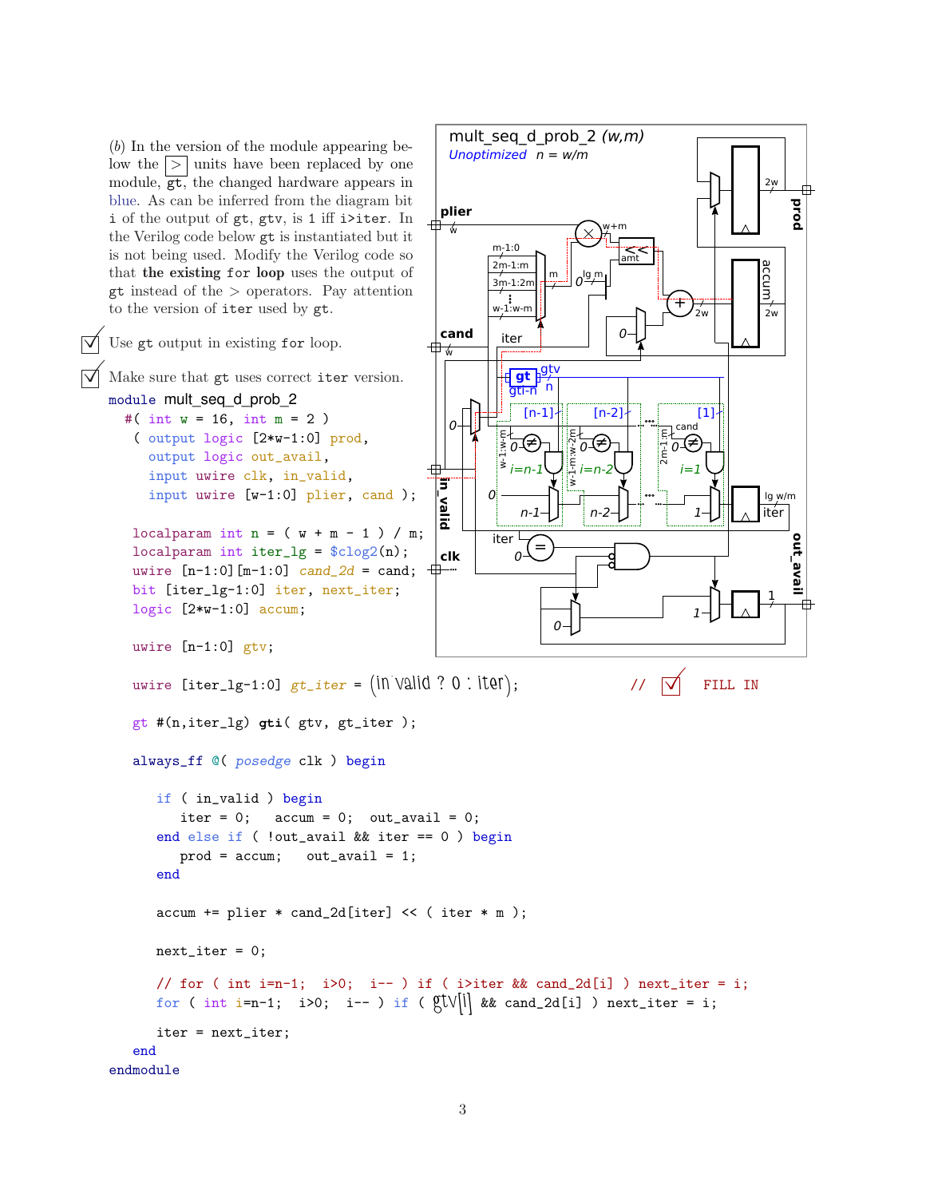(*b*) In the version of the module appearing below the [>] units have been replaced by one module, gt, the changed hardware appears in blue. As can be inferred from the diagram bit i of the output of gt, gtv, is 1 iff i>iter. In the Verilog code below gt is instantiated but it is not being used. Modify the Verilog code so that **the existing for loop** uses the output of gt instead of the > operators. Pay attention to the version of iter used by gt.

☑ Use gt output in existing for loop.

☑ Make sure that gt uses correct iter version.

```
module mult_seq_d_prob_2
  #( int w = 16, int m = 2 )
   ( output logic [2*w-1:0] prod,
     output logic out_avail,
     input uwire clk, in_valid,
     input uwire [w-1:0] plier, cand );

   localparam int n = ( w + m - 1 ) / m;
   localparam int iter_lg = $clog2(n);
   uwire [n-1:0][m-1:0] cand_2d = cand;
   bit [iter_lg-1:0] iter, next_iter;
   logic [2*w-1:0] accum;

   uwire [n-1:0] gtv;

   uwire [iter_lg-1:0] gt_iter = (in_valid ? 0 : iter);          //  ☑  FILL IN

   gt #(n,iter_lg) gti( gtv, gt_iter );

   always_ff @( posedge clk ) begin

      if ( in_valid ) begin
         iter = 0;   accum = 0;   out_avail = 0;
      end else if ( !out_avail && iter == 0 ) begin
         prod = accum;   out_avail = 1;
      end

      accum += plier * cand_2d[iter] << ( iter * m );

      next_iter = 0;

      // for ( int i=n-1;  i>0;  i-- ) if ( i>iter && cand_2d[i] ) next_iter = i;
      for ( int i=n-1;  i>0;  i-- ) if ( gtv[i] && cand_2d[i] ) next_iter = i;

      iter = next_iter;
   end
endmodule
```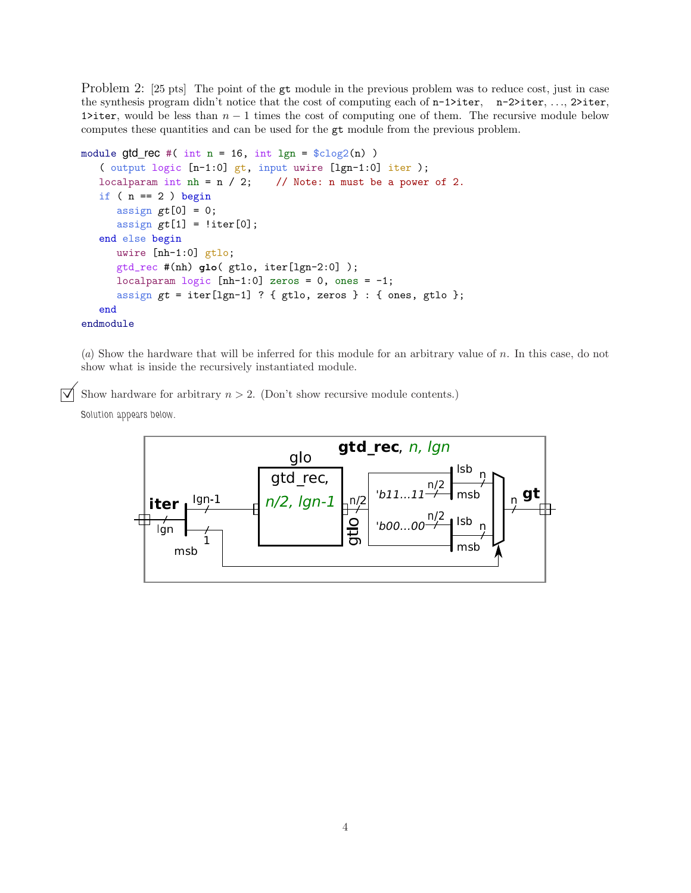Problem 2: [25 pts] The point of the `gt` module in the previous problem was to reduce cost, just in case the synthesis program didn't notice that the cost of computing each of `n-1>iter`, `n-2>iter`, ..., `2>iter`, `1>iter`, would be less than $n-1$ times the cost of computing one of them. The recursive module below computes these quantities and can be used for the `gt` module from the previous problem.

```
module gtd_rec #( int n = 16, int lgn = $clog2(n) )
   ( output logic [n-1:0] gt, input uwire [lgn-1:0] iter );
   localparam int nh = n / 2;    // Note: n must be a power of 2.
   if ( n == 2 ) begin
      assign gt[0] = 0;
      assign gt[1] = !iter[0];
   end else begin
      uwire [nh-1:0] gtlo;
      gtd_rec #(nh) glo( gtlo, iter[lgn-2:0] );
      localparam logic [nh-1:0] zeros = 0, ones = -1;
      assign gt = iter[lgn-1] ? { gtlo, zeros } : { ones, gtlo };
   end
endmodule
```

(*a*) Show the hardware that will be inferred for this module for an arbitrary value of $n$. In this case, do not show what is inside the recursively instantiated module.

☑ Show hardware for arbitrary $n > 2$. (Don't show recursive module contents.)

Solution appears below.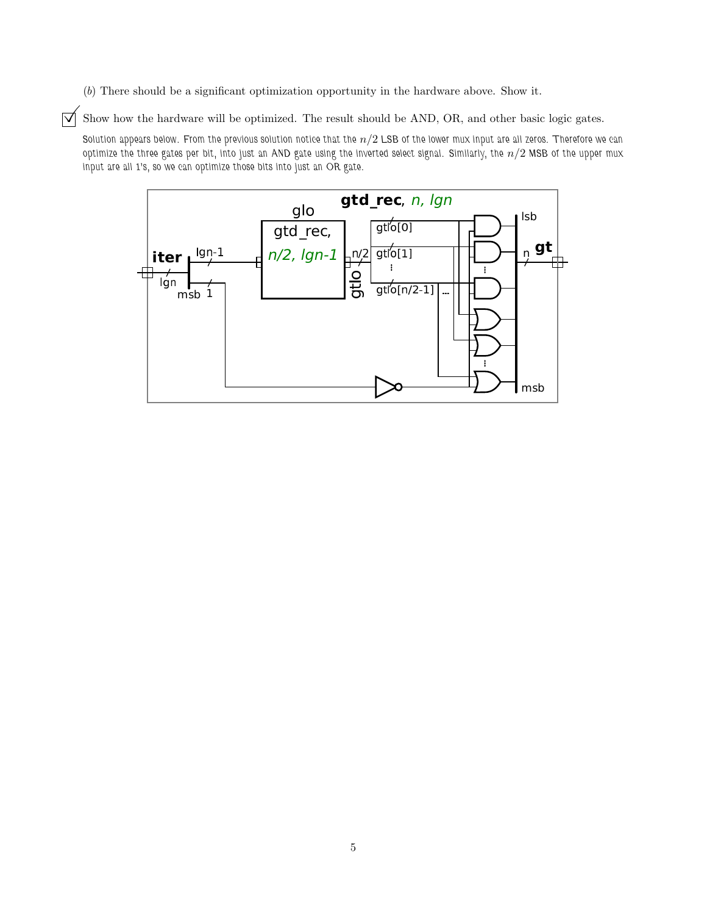(*b*) There should be a significant optimization opportunity in the hardware above. Show it.

☑ Show how the hardware will be optimized. The result should be AND, OR, and other basic logic gates.

Solution appears below. From the previous solution notice that the $n/2$ LSB of the lower mux input are all zeros. Therefore we can optimize the three gates per bit, into just an AND gate using the inverted select signal. Similarly, the $n/2$ MSB of the upper mux input are all 1's, so we can optimize those bits into just an OR gate.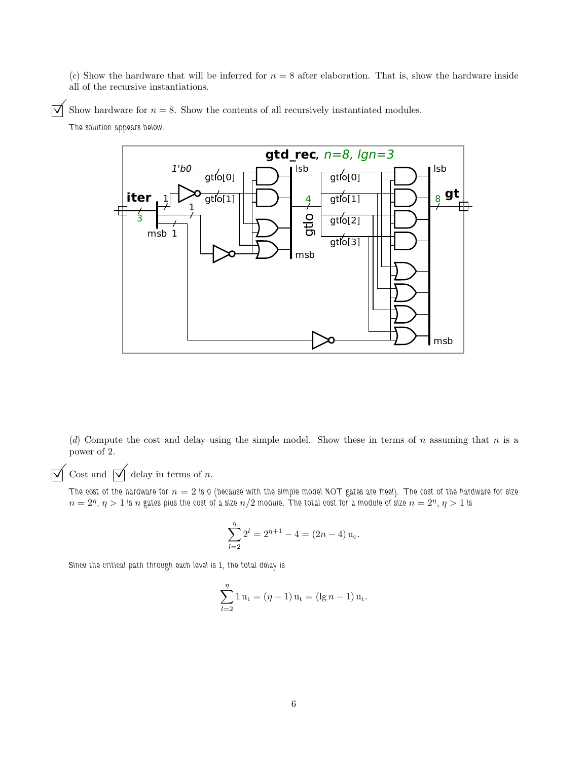(*c*) Show the hardware that will be inferred for $n = 8$ after elaboration. That is, show the hardware inside all of the recursive instantiations.

☑ Show hardware for $n = 8$. Show the contents of all recursively instantiated modules.

The solution appears below.

**gtd_rec**, *n=8, lgn=3*

(d) Compute the cost and delay using the simple model. Show these in terms of $n$ assuming that $n$ is a power of 2.

☑ Cost and ☑ delay in terms of $n$.

The cost of the hardware for $n = 2$ is 0 (because with the simple model NOT gates are free!). The cost of the hardware for size $n = 2^\eta$, $\eta > 1$ is $n$ gates plus the cost of a size $n/2$ module. The total cost for a module of size $n = 2^\eta$, $\eta > 1$ is

$$\sum_{l=2}^{\eta} 2^l = 2^{\eta+1} - 4 = (2n - 4)\,\mathrm{u_c}.$$

Since the critical path through each level is 1, the total delay is

$$\sum_{l=2}^{\eta} 1\,\mathrm{u_t} = (\eta - 1)\,\mathrm{u_t} = (\lg n - 1)\,\mathrm{u_t}.$$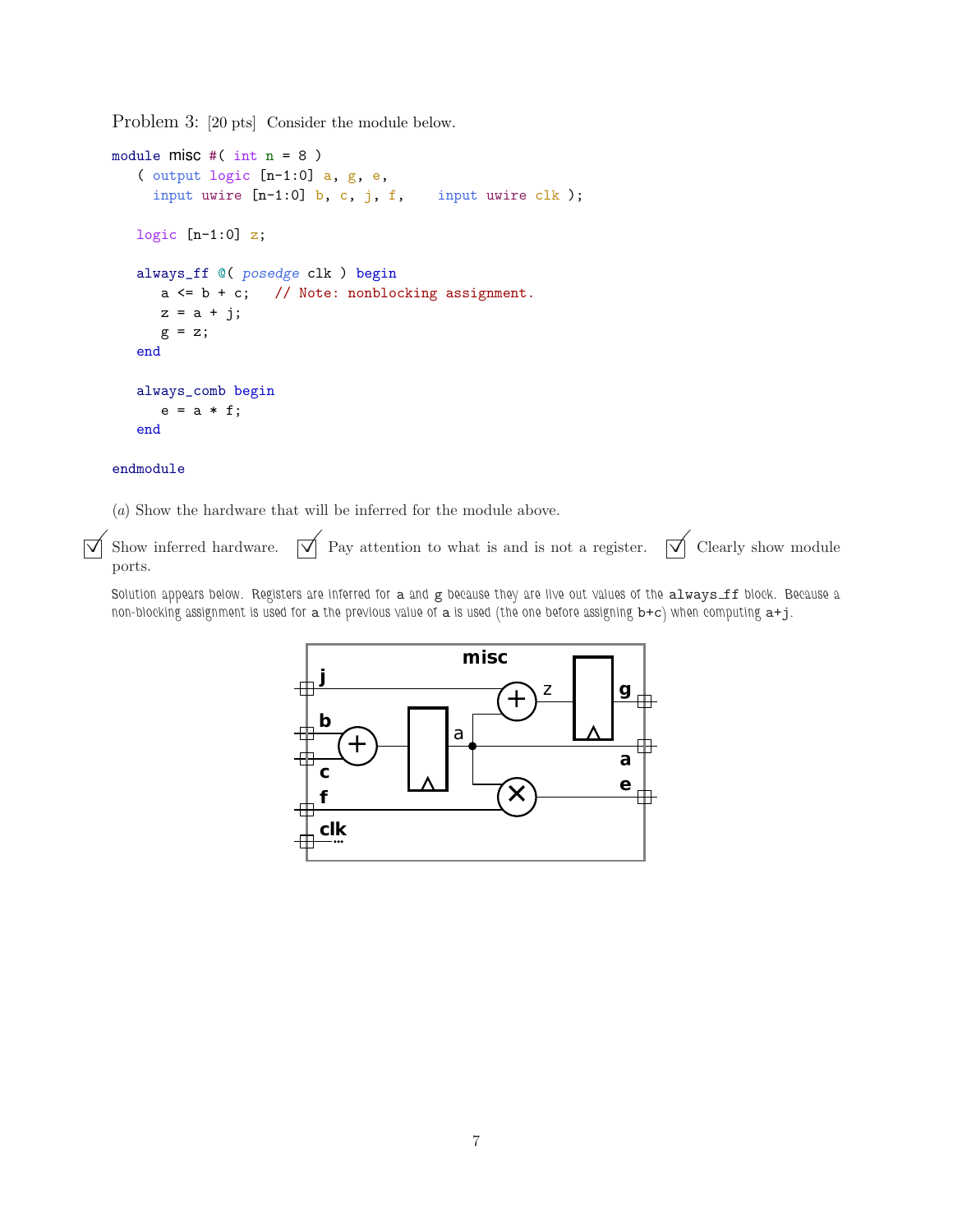Problem 3: [20 pts] Consider the module below.

```
module misc #( int n = 8 )
   ( output logic [n-1:0] a, g, e,
     input uwire [n-1:0] b, c, j, f,     input uwire clk );

   logic [n-1:0] z;

   always_ff @( posedge clk ) begin
      a <= b + c;   // Note: nonblocking assignment.
      z = a + j;
      g = z;
   end

   always_comb begin
      e = a * f;
   end

endmodule
```

(*a*) Show the hardware that will be inferred for the module above.

☑ Show inferred hardware. ☑ Pay attention to what is and is not a register. ☑ Clearly show module ports.

Solution appears below. Registers are inferred for `a` and `g` because they are live out values of the `always_ff` block. Because a non-blocking assignment is used for `a` the previous value of `a` is used (the one before assigning `b+c`) when computing `a+j`.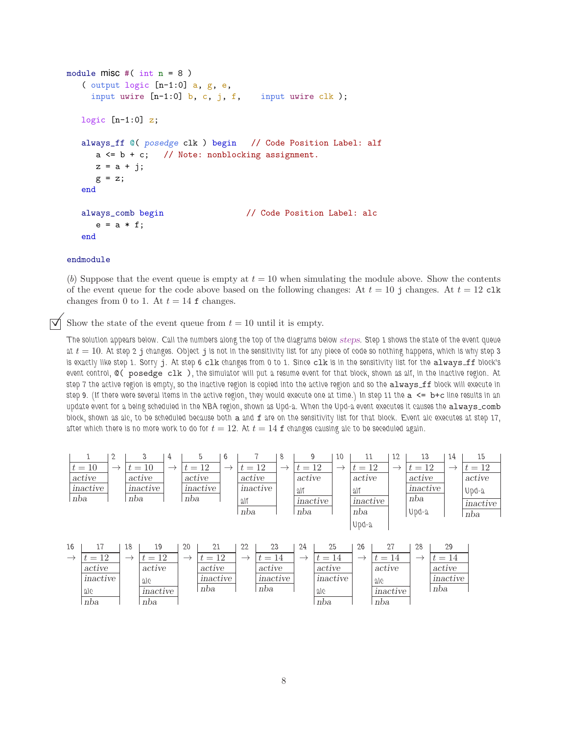```
module misc #( int n = 8 )
   ( output logic [n-1:0] a, g, e,
     input uwire [n-1:0] b, c, j, f,    input uwire clk );

   logic [n-1:0] z;

   always_ff @( posedge clk ) begin   // Code Position Label: alf
      a <= b + c;   // Note: nonblocking assignment.
      z = a + j;
      g = z;
   end

   always_comb begin                  // Code Position Label: alc
      e = a * f;
   end

endmodule
```

(*b*) Suppose that the event queue is empty at $t = 10$ when simulating the module above. Show the contents of the event queue for the code above based on the following changes: At $t = 10$ `j` changes. At $t = 12$ `clk` changes from 0 to 1. At $t = 14$ `f` changes.

☑ Show the state of the event queue from $t = 10$ until it is empty.

The solution appears below. Call the numbers along the top of the diagrams below *steps*. Step 1 shows the state of the event queue at $t = 10$. At step 2 `j` changes. Object `j` is not in the sensitivity list for any piece of code so nothing happens, which is why step 3 is exactly like step 1. Sorry `j`. At step 6 `clk` changes from 0 to 1. Since `clk` is in the sensitivity list for the `always_ff` block's event control, `@( posedge clk )`, the simulator will put a resume event for that block, shown as alf, in the inactive region. At step 7 the active region is empty, so the inactive region is copied into the active region and so the `always_ff` block will execute in step 9. (If there were several items in the active region, they would execute one at time.) In step 11 the `a <= b+c` line results in an update event for `a` being scheduled in the NBA region, shown as Upd-a. When the Upd-a event executes it causes the `always_comb` block, shown as alc, to be scheduled because both `a` and `f` are on the sensitivity list for that block. Event alc executes at step 17, after which there is no more work to do for $t = 12$. At $t = 14$ `f` changes causing alc to be seceduled again.

| Step | Time | active | inactive | nba |
|---|---|---|---|---|
| 1 | $t = 10$ | | | |
| 2 → | | | | |
| 3 | $t = 10$ | | | |
| 4 → | | | | |
| 5 | $t = 12$ | | | |
| 6 → | | | | |
| 7 | $t = 12$ | | alf | |
| 8 → | | | | |
| 9 | $t = 12$ | alf | | |
| 10 → | | | | |
| 11 | $t = 12$ | alf | | Upd-a |
| 12 → | | | | |
| 13 | $t = 12$ | | | Upd-a |
| 14 → | | | | |
| 15 | $t = 12$ | Upd-a | | |
| 16 → | | | | |
| 17 | $t = 12$ | | alc | |
| 18 → | | | | |
| 19 | $t = 12$ | alc | | |
| 20 → | | | | |
| 21 | $t = 12$ | | | |
| 22 → | | | | |
| 23 | $t = 14$ | | | |
| 24 → | | | | |
| 25 | $t = 14$ | | alc | |
| 26 → | | | | |
| 27 | $t = 14$ | alc | | |
| 28 → | | | | |
| 29 | $t = 14$ | | | |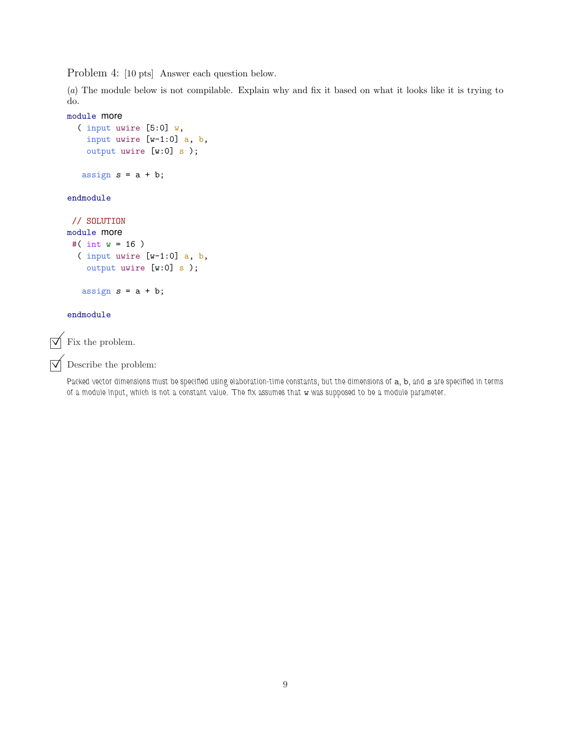Problem 4: [10 pts] Answer each question below.

(*a*) The module below is not compilable. Explain why and fix it based on what it looks like it is trying to do.

```
module more
  ( input uwire [5:0] w,
    input uwire [w-1:0] a, b,
    output uwire [w:0] s );

   assign s = a + b;

endmodule

 // SOLUTION
module more
 #( int w = 16 )
  ( input uwire [w-1:0] a, b,
    output uwire [w:0] s );

   assign s = a + b;

endmodule
```

☑ Fix the problem.

☑ Describe the problem:

Packed vector dimensions must be specified using elaboration-time constants, but the dimensions of a, b, and s are specified in terms of a module input, which is not a constant value. The fix assumes that w was supposed to be a module parameter.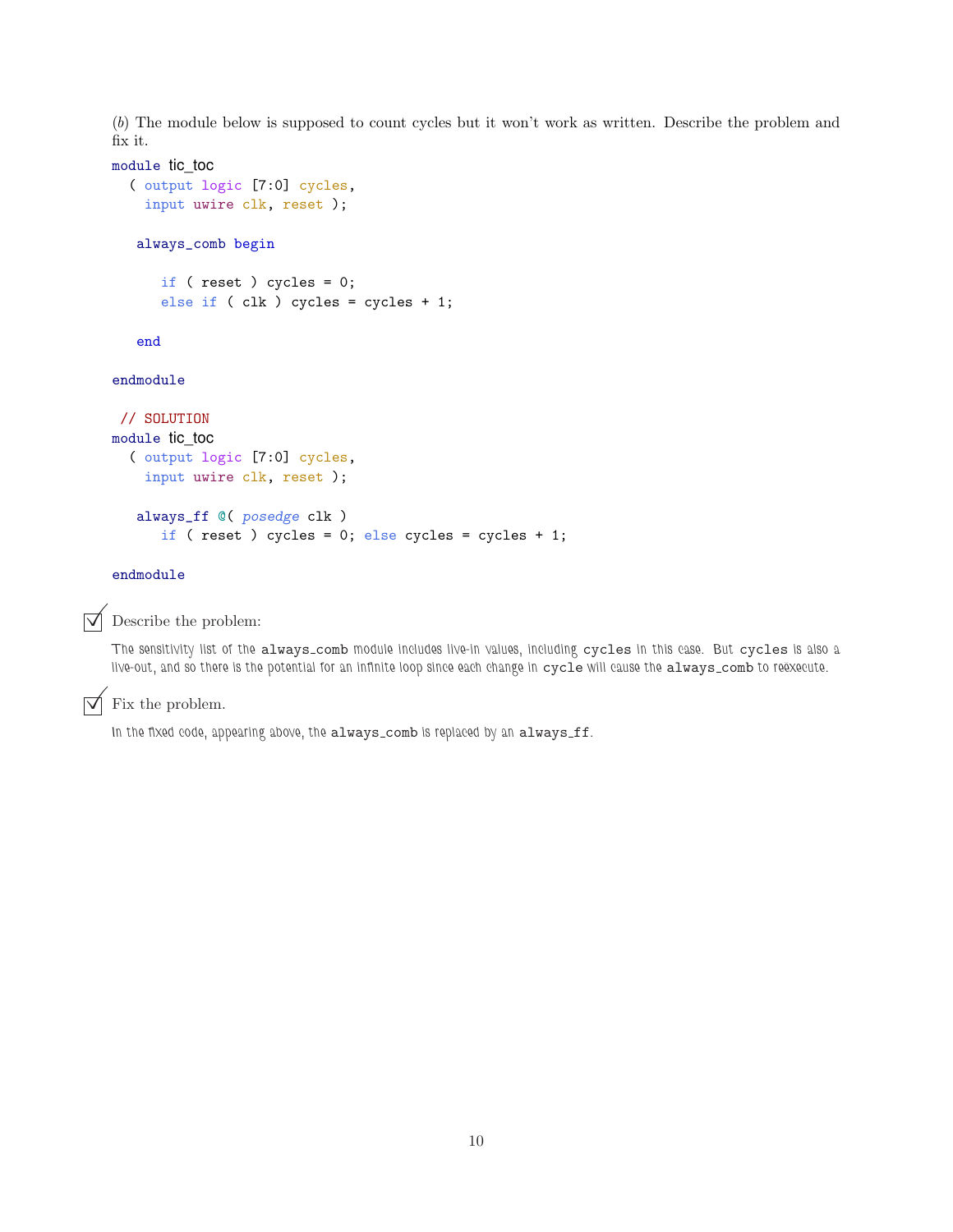(*b*) The module below is supposed to count cycles but it won't work as written. Describe the problem and fix it.

```
module tic_toc
  ( output logic [7:0] cycles,
    input uwire clk, reset );

   always_comb begin

      if ( reset ) cycles = 0;
      else if ( clk ) cycles = cycles + 1;

   end

endmodule
```

```
 // SOLUTION
module tic_toc
  ( output logic [7:0] cycles,
    input uwire clk, reset );

   always_ff @( posedge clk )
      if ( reset ) cycles = 0; else cycles = cycles + 1;

endmodule
```

☑ Describe the problem:

The sensitivity list of the `always_comb` module includes live-in values, including `cycles` in this case. But `cycles` is also a live-out, and so there is the potential for an infinite loop since each change in `cycle` will cause the `always_comb` to reexecute.

☑ Fix the problem.

In the fixed code, appearing above, the `always_comb` is replaced by an `always_ff`.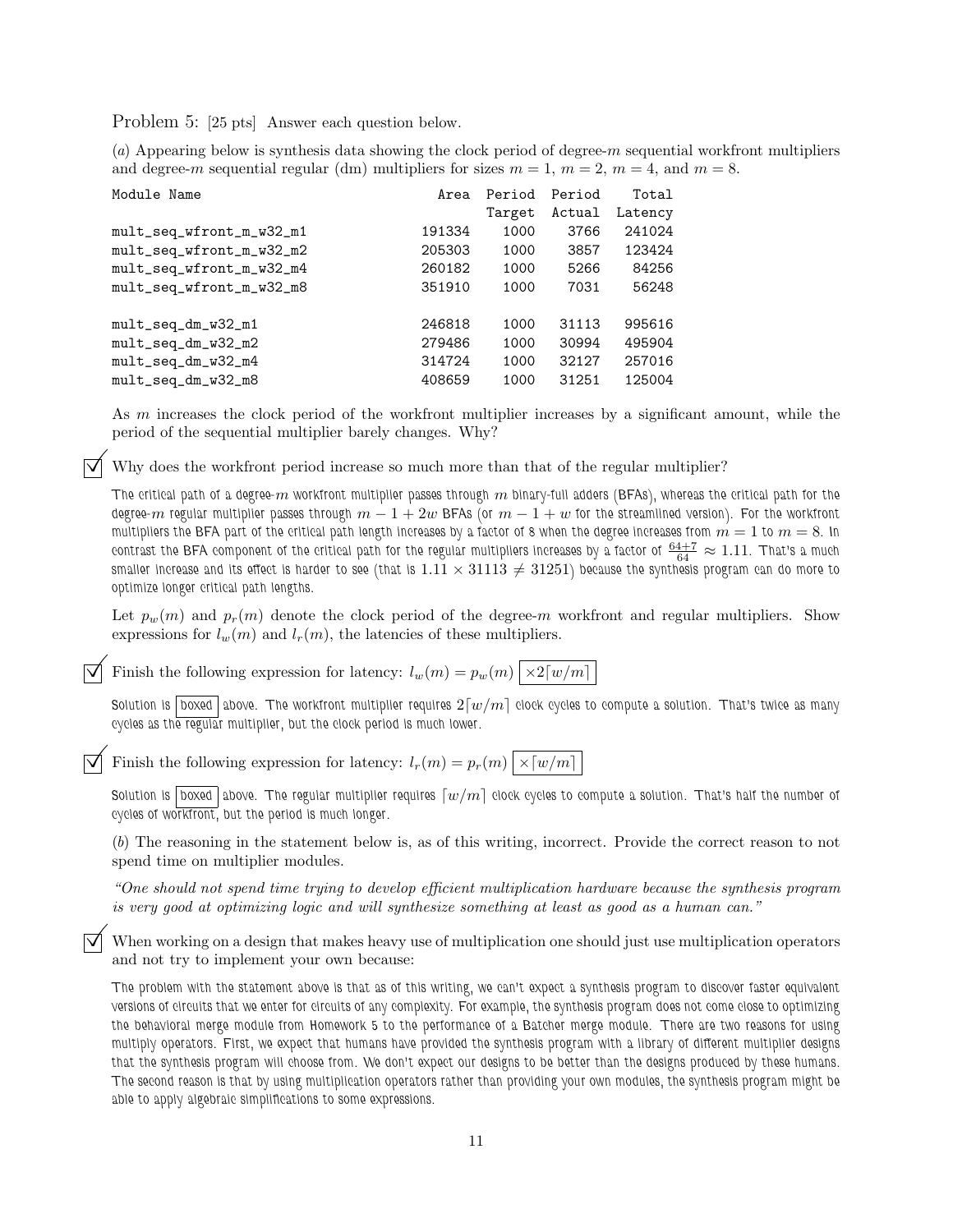Problem 5: [25 pts] Answer each question below.

(*a*) Appearing below is synthesis data showing the clock period of degree-$m$ sequential workfront multipliers and degree-$m$ sequential regular (dm) multipliers for sizes $m = 1$, $m = 2$, $m = 4$, and $m = 8$.

| Module Name | Area | Period Target | Period Actual | Total Latency |
|---|---|---|---|---|
| mult_seq_wfront_m_w32_m1 | 191334 | 1000 | 3766 | 241024 |
| mult_seq_wfront_m_w32_m2 | 205303 | 1000 | 3857 | 123424 |
| mult_seq_wfront_m_w32_m4 | 260182 | 1000 | 5266 | 84256 |
| mult_seq_wfront_m_w32_m8 | 351910 | 1000 | 7031 | 56248 |
| | | | | |
| mult_seq_dm_w32_m1 | 246818 | 1000 | 31113 | 995616 |
| mult_seq_dm_w32_m2 | 279486 | 1000 | 30994 | 495904 |
| mult_seq_dm_w32_m4 | 314724 | 1000 | 32127 | 257016 |
| mult_seq_dm_w32_m8 | 408659 | 1000 | 31251 | 125004 |

As $m$ increases the clock period of the workfront multiplier increases by a significant amount, while the period of the sequential multiplier barely changes. Why?

☑ Why does the workfront period increase so much more than that of the regular multiplier?

The critical path of a degree-$m$ workfront multiplier passes through $m$ binary-full adders (BFAs), whereas the critical path for the degree-$m$ regular multiplier passes through $m - 1 + 2w$ BFAs (or $m - 1 + w$ for the streamlined version). For the workfront multipliers the BFA part of the critical path length increases by a factor of 8 when the degree increases from $m = 1$ to $m = 8$. In contrast the BFA component of the critical path for the regular multipliers increases by a factor of $\frac{64+7}{64} \approx 1.11$. That's a much smaller increase and its effect is harder to see (that is $1.11 \times 31113 \neq 31251$) because the synthesis program can do more to optimize longer critical path lengths.

Let $p_w(m)$ and $p_r(m)$ denote the clock period of the degree-$m$ workfront and regular multipliers. Show expressions for $l_w(m)$ and $l_r(m)$, the latencies of these multipliers.

☑ Finish the following expression for latency: $l_w(m) = p_w(m)$ $\boxed{\times 2\lceil w/m \rceil}$

Solution is boxed above. The workfront multiplier requires $2\lceil w/m \rceil$ clock cycles to compute a solution. That's twice as many cycles as the regular multiplier, but the clock period is much lower.

☑ Finish the following expression for latency: $l_r(m) = p_r(m)$ $\boxed{\times \lceil w/m \rceil}$

Solution is boxed above. The regular multiplier requires $\lceil w/m \rceil$ clock cycles to compute a solution. That's half the number of cycles of workfront, but the period is much longer.

(*b*) The reasoning in the statement below is, as of this writing, incorrect. Provide the correct reason to not spend time on multiplier modules.

*"One should not spend time trying to develop efficient multiplication hardware because the synthesis program is very good at optimizing logic and will synthesize something at least as good as a human can."*

☑ When working on a design that makes heavy use of multiplication one should just use multiplication operators and not try to implement your own because:

The problem with the statement above is that as of this writing, we can't expect a synthesis program to discover faster equivalent versions of circuits that we enter for circuits of any complexity. For example, the synthesis program does not come close to optimizing the behavioral merge module from Homework 5 to the performance of a Batcher merge module. There are two reasons for using multiply operators. First, we expect that humans have provided the synthesis program with a library of different multiplier designs that the synthesis program will choose from. We don't expect our designs to be better than the designs produced by these humans. The second reason is that by using multiplication operators rather than providing your own modules, the synthesis program might be able to apply algebraic simplifications to some expressions.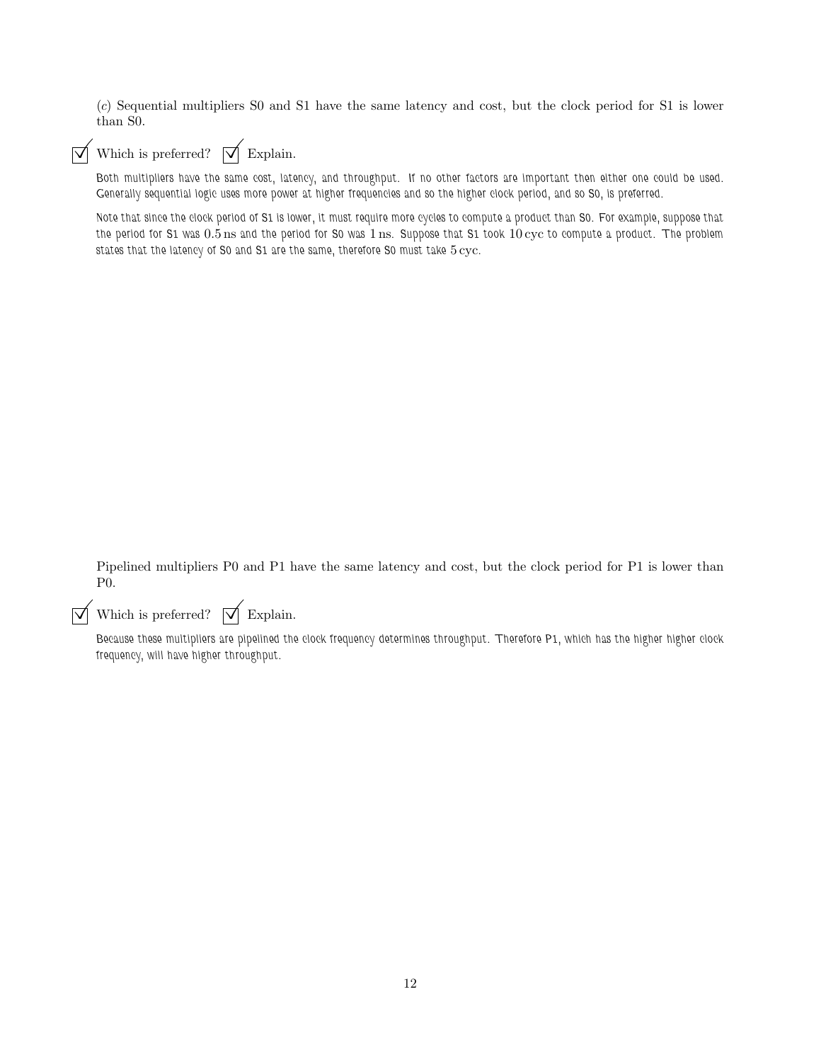(*c*) Sequential multipliers S0 and S1 have the same latency and cost, but the clock period for S1 is lower than S0.

☑ Which is preferred? ☑ Explain.

Both multipliers have the same cost, latency, and throughput. If no other factors are important then either one could be used. Generally sequential logic uses more power at higher frequencies and so the higher clock period, and so S0, is preferred.

Note that since the clock period of S1 is lower, it must require more cycles to compute a product than S0. For example, suppose that the period for S1 was $0.5\,\text{ns}$ and the period for S0 was $1\,\text{ns}$. Suppose that S1 took $10\,\text{cyc}$ to compute a product. The problem states that the latency of S0 and S1 are the same, therefore S0 must take $5\,\text{cyc}$.

Pipelined multipliers P0 and P1 have the same latency and cost, but the clock period for P1 is lower than P0.

☑ Which is preferred? ☑ Explain.

Because these multipliers are pipelined the clock frequency determines throughput. Therefore P1, which has the higher higher clock frequency, will have higher throughput.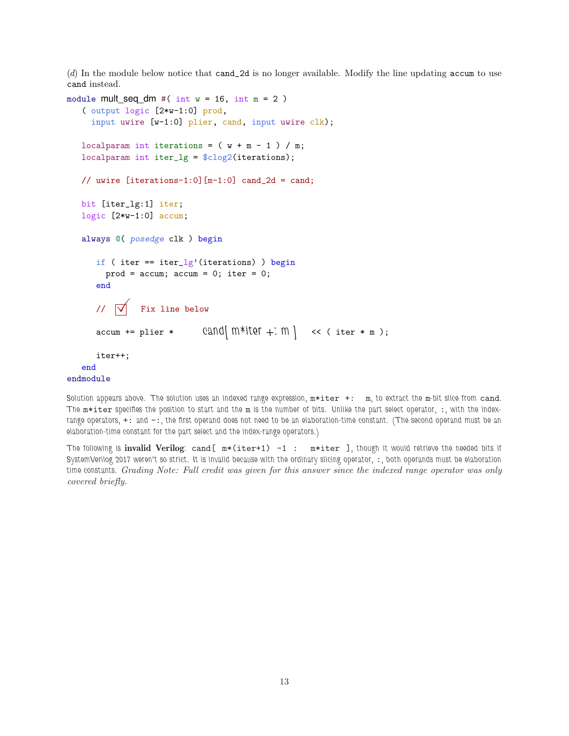(*d*) In the module below notice that `cand_2d` is no longer available. Modify the line updating `accum` to use `cand` instead.

```
module mult_seq_dm #( int w = 16, int m = 2 )
   ( output logic [2*w-1:0] prod,
     input uwire [w-1:0] plier, cand, input uwire clk);

   localparam int iterations = ( w + m - 1 ) / m;
   localparam int iter_lg = $clog2(iterations);

   // uwire [iterations-1:0][m-1:0] cand_2d = cand;

   bit [iter_lg:1] iter;
   logic [2*w-1:0] accum;

   always @( posedge clk ) begin

      if ( iter == iter_lg'(iterations) ) begin
        prod = accum; accum = 0; iter = 0;
      end

      // [✓]  Fix line below

      accum += plier *      cand[ m*iter +: m ]    << ( iter * m );

      iter++;
   end
endmodule
```

Solution appears above. The solution uses an indexed range expression, `m*iter +: m`, to extract the `m`-bit slice from `cand`. The `m*iter` specifies the position to start and the `m` is the number of bits. Unlike the part select operator, `:`, with the index-range operators, `+:` and `-:`, the first operand does not need to be an elaboration-time constant. (The second operand must be an elaboration-time constant for the part select and the index-range operators.)

The following is **invalid Verilog**: `cand[ m*(iter+1) -1 : m*iter ]`, though it would retrieve the needed bits if SystemVerilog 2017 weren't so strict. It is invalid because with the ordinary slicing operator, `:`, both operands must be elaboration time constants. *Grading Note: Full credit was given for this answer since the indexed range operator was only covered briefly.*